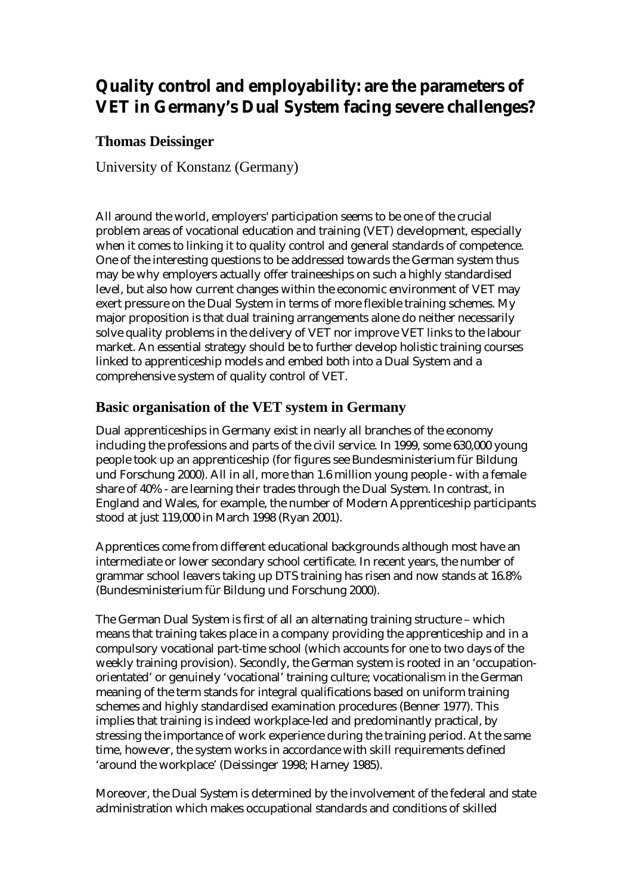# Quality control and employability: are the parameters of VET in Germany's Dual System facing severe challenges?

## Thomas Deissinger

University of Konstanz (Germany)

All around the world, employers' participation seems to be one of the crucial problem areas of vocational education and training (VET) development, especially when it comes to linking it to quality control and general standards of competence. One of the interesting questions to be addressed towards the German system thus may be why employers actually offer traineeships on such a highly standardised level, but also how current changes within the economic environment of VET may exert pressure on the Dual System in terms of more flexible training schemes. My major proposition is that dual training arrangements alone do neither necessarily solve quality problems in the delivery of VET nor improve VET links to the labour market. An essential strategy should be to further develop holistic training courses linked to apprenticeship models and embed both into a Dual System and a comprehensive system of quality control of VET.

## Basic organisation of the VET system in Germany

Dual apprenticeships in Germany exist in nearly all branches of the economy including the professions and parts of the civil service. In 1999, some 630,000 young people took up an apprenticeship (for figures see Bundesministerium für Bildung und Forschung 2000). All in all, more than 1.6 million young people - with a female share of 40% - are learning their trades through the Dual System. In contrast, in England and Wales, for example, the number of Modern Apprenticeship participants stood at just 119,000 in March 1998 (Ryan 2001).

Apprentices come from different educational backgrounds although most have an intermediate or lower secondary school certificate. In recent years, the number of grammar school leavers taking up DTS training has risen and now stands at 16.8% (Bundesministerium für Bildung und Forschung 2000).

The German Dual System is first of all an alternating training structure – which means that training takes place in a company providing the apprenticeship and in a compulsory vocational part-time school (which accounts for one to two days of the weekly training provision). Secondly, the German system is rooted in an 'occupation-orientated' or genuinely 'vocational' training culture; vocationalism in the German meaning of the term stands for integral qualifications based on uniform training schemes and highly standardised examination procedures (Benner 1977). This implies that training is indeed workplace-led and predominantly practical, by stressing the importance of work experience during the training period. At the same time, however, the system works in accordance with skill requirements defined 'around the workplace' (Deissinger 1998; Harney 1985).

Moreover, the Dual System is determined by the involvement of the federal and state administration which makes occupational standards and conditions of skilled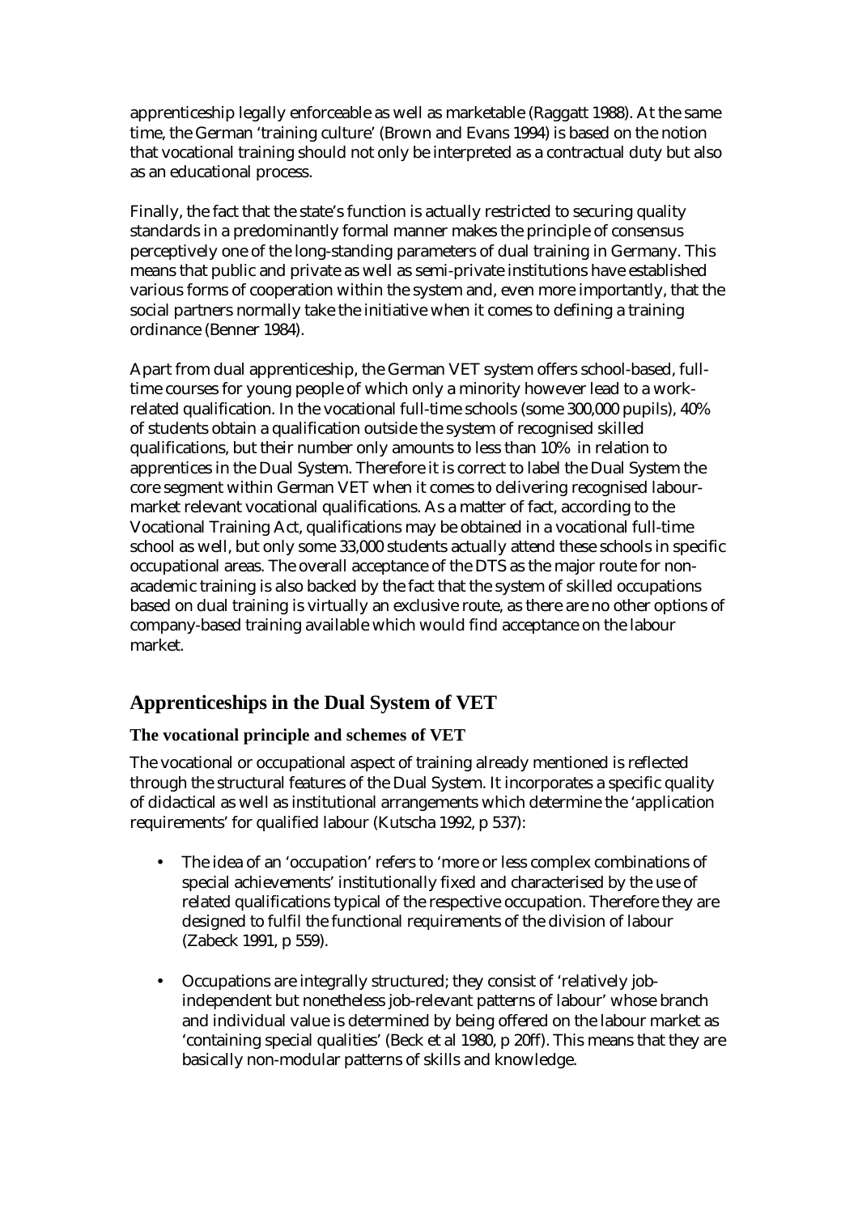apprenticeship legally enforceable as well as marketable (Raggatt 1988). At the same time, the German 'training culture' (Brown and Evans 1994) is based on the notion that vocational training should not only be interpreted as a contractual duty but also as an educational process.

Finally, the fact that the state's function is actually restricted to securing quality standards in a predominantly formal manner makes the principle of consensus perceptively one of the long-standing parameters of dual training in Germany. This means that public and private as well as semi-private institutions have established various forms of cooperation within the system and, even more importantly, that the social partners normally take the initiative when it comes to defining a training ordinance (Benner 1984).

Apart from dual apprenticeship, the German VET system offers school-based, full-time courses for young people of which only a minority however lead to a work-related qualification. In the vocational full-time schools (some 300,000 pupils), 40% of students obtain a qualification outside the system of recognised skilled qualifications, but their number only amounts to less than 10% in relation to apprentices in the Dual System. Therefore it is correct to label the Dual System the core segment within German VET when it comes to delivering recognised labour-market relevant vocational qualifications. As a matter of fact, according to the Vocational Training Act, qualifications may be obtained in a vocational full-time school as well, but only some 33,000 students actually attend these schools in specific occupational areas. The overall acceptance of the DTS as the major route for non-academic training is also backed by the fact that the system of skilled occupations based on dual training is virtually an exclusive route, as there are no other options of company-based training available which would find acceptance on the labour market.

## Apprenticeships in the Dual System of VET

### The vocational principle and schemes of VET

The vocational or occupational aspect of training already mentioned is reflected through the structural features of the Dual System. It incorporates a specific quality of didactical as well as institutional arrangements which determine the 'application requirements' for qualified labour (Kutscha 1992, p 537):

- The idea of an 'occupation' refers to 'more or less complex combinations of special achievements' institutionally fixed and characterised by the use of related qualifications typical of the respective occupation. Therefore they are designed to fulfil the functional requirements of the division of labour (Zabeck 1991, p 559).

- Occupations are integrally structured; they consist of 'relatively job-independent but nonetheless job-relevant patterns of labour' whose branch and individual value is determined by being offered on the labour market as 'containing special qualities' (Beck et al 1980, p 20ff). This means that they are basically non-modular patterns of skills and knowledge.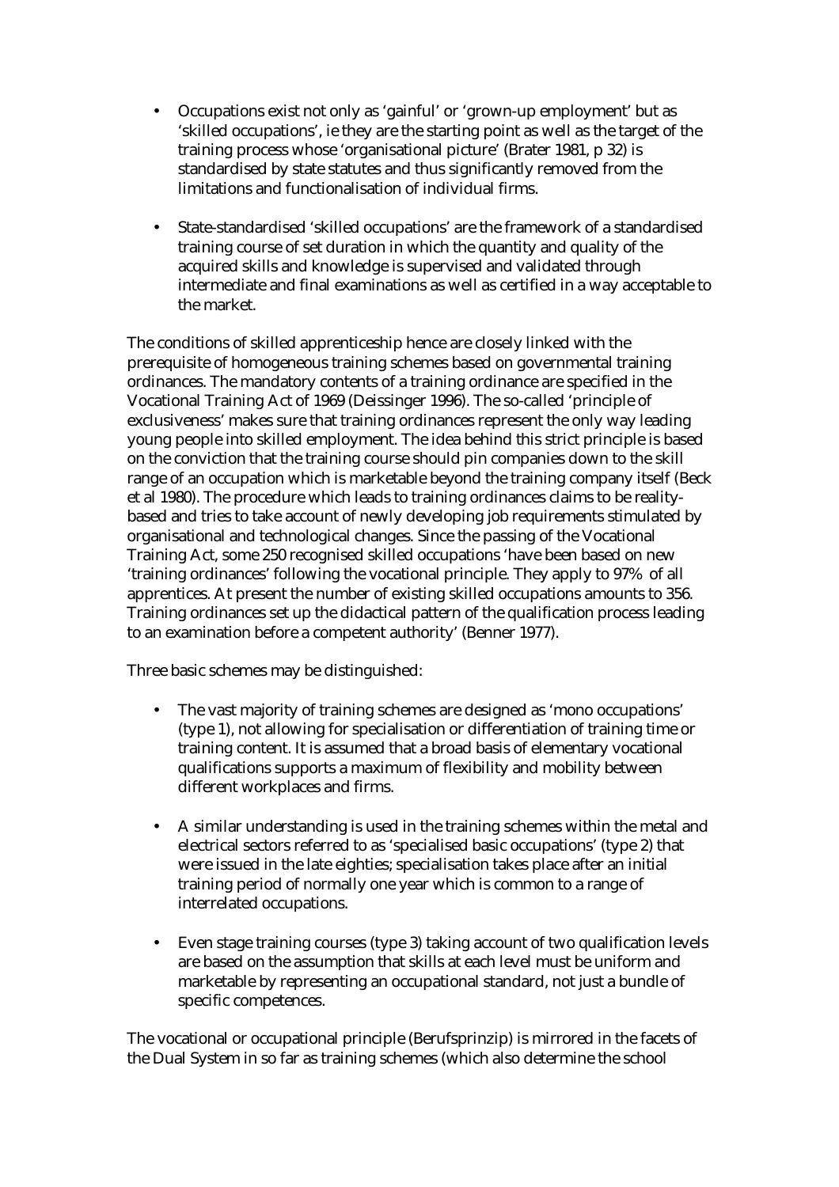- Occupations exist not only as 'gainful' or 'grown-up employment' but as 'skilled occupations', ie they are the starting point as well as the target of the training process whose 'organisational picture' (Brater 1981, p 32) is standardised by state statutes and thus significantly removed from the limitations and functionalisation of individual firms.

- State-standardised 'skilled occupations' are the framework of a standardised training course of set duration in which the quantity and quality of the acquired skills and knowledge is supervised and validated through intermediate and final examinations as well as certified in a way acceptable to the market.

The conditions of skilled apprenticeship hence are closely linked with the prerequisite of homogeneous training schemes based on governmental training ordinances. The mandatory contents of a training ordinance are specified in the Vocational Training Act of 1969 (Deissinger 1996). The so-called 'principle of exclusiveness' makes sure that training ordinances represent the only way leading young people into skilled employment. The idea behind this strict principle is based on the conviction that the training course should pin companies down to the skill range of an occupation which is marketable beyond the training company itself (Beck et al 1980). The procedure which leads to training ordinances claims to be reality-based and tries to take account of newly developing job requirements stimulated by organisational and technological changes. Since the passing of the Vocational Training Act, some 250 recognised skilled occupations 'have been based on new 'training ordinances' following the vocational principle. They apply to 97% of all apprentices. At present the number of existing skilled occupations amounts to 356. Training ordinances set up the didactical pattern of the qualification process leading to an examination before a competent authority' (Benner 1977).

Three basic schemes may be distinguished:

- The vast majority of training schemes are designed as 'mono occupations' (type 1), not allowing for specialisation or differentiation of training time or training content. It is assumed that a broad basis of elementary vocational qualifications supports a maximum of flexibility and mobility between different workplaces and firms.

- A similar understanding is used in the training schemes within the metal and electrical sectors referred to as 'specialised basic occupations' (type 2) that were issued in the late eighties; specialisation takes place after an initial training period of normally one year which is common to a range of interrelated occupations.

- Even stage training courses (type 3) taking account of two qualification levels are based on the assumption that skills at each level must be uniform and marketable by representing an occupational standard, not just a bundle of specific competences.

The vocational or occupational principle (Berufsprinzip) is mirrored in the facets of the Dual System in so far as training schemes (which also determine the school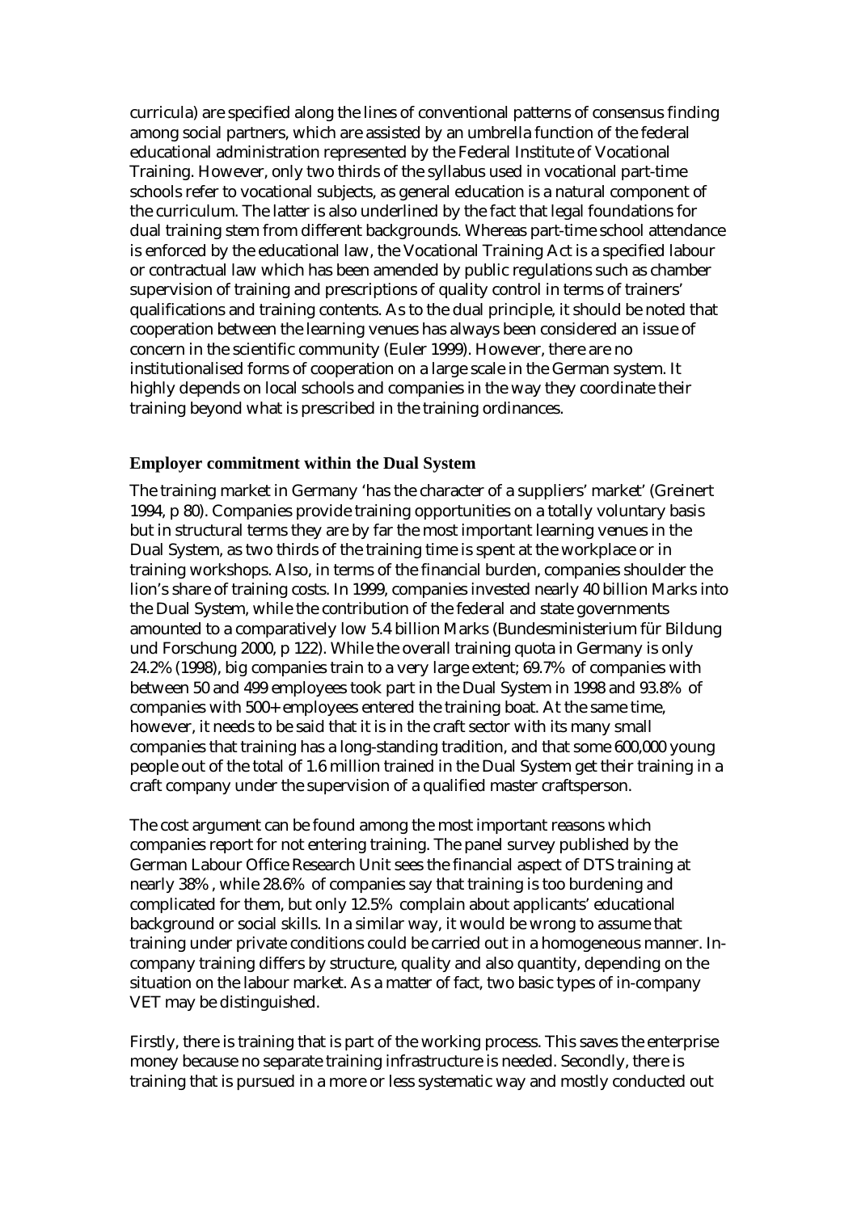curricula) are specified along the lines of conventional patterns of consensus finding among social partners, which are assisted by an umbrella function of the federal educational administration represented by the Federal Institute of Vocational Training. However, only two thirds of the syllabus used in vocational part-time schools refer to vocational subjects, as general education is a natural component of the curriculum. The latter is also underlined by the fact that legal foundations for dual training stem from different backgrounds. Whereas part-time school attendance is enforced by the educational law, the Vocational Training Act is a specified labour or contractual law which has been amended by public regulations such as chamber supervision of training and prescriptions of quality control in terms of trainers' qualifications and training contents. As to the dual principle, it should be noted that cooperation between the learning venues has always been considered an issue of concern in the scientific community (Euler 1999). However, there are no institutionalised forms of cooperation on a large scale in the German system. It highly depends on local schools and companies in the way they coordinate their training beyond what is prescribed in the training ordinances.

### Employer commitment within the Dual System

The training market in Germany 'has the character of a suppliers' market' (Greinert 1994, p 80). Companies provide training opportunities on a totally voluntary basis but in structural terms they are by far the most important learning venues in the Dual System, as two thirds of the training time is spent at the workplace or in training workshops. Also, in terms of the financial burden, companies shoulder the lion's share of training costs. In 1999, companies invested nearly 40 billion Marks into the Dual System, while the contribution of the federal and state governments amounted to a comparatively low 5.4 billion Marks (Bundesministerium für Bildung und Forschung 2000, p 122). While the overall training quota in Germany is only 24.2% (1998), big companies train to a very large extent; 69.7% of companies with between 50 and 499 employees took part in the Dual System in 1998 and 93.8% of companies with 500+ employees entered the training boat. At the same time, however, it needs to be said that it is in the craft sector with its many small companies that training has a long-standing tradition, and that some 600,000 young people out of the total of 1.6 million trained in the Dual System get their training in a craft company under the supervision of a qualified master craftsperson.

The cost argument can be found among the most important reasons which companies report for not entering training. The panel survey published by the German Labour Office Research Unit sees the financial aspect of DTS training at nearly 38%, while 28.6% of companies say that training is too burdening and complicated for them, but only 12.5% complain about applicants' educational background or social skills. In a similar way, it would be wrong to assume that training under private conditions could be carried out in a homogeneous manner. In-company training differs by structure, quality and also quantity, depending on the situation on the labour market. As a matter of fact, two basic types of in-company VET may be distinguished.

Firstly, there is training that is part of the working process. This saves the enterprise money because no separate training infrastructure is needed. Secondly, there is training that is pursued in a more or less systematic way and mostly conducted out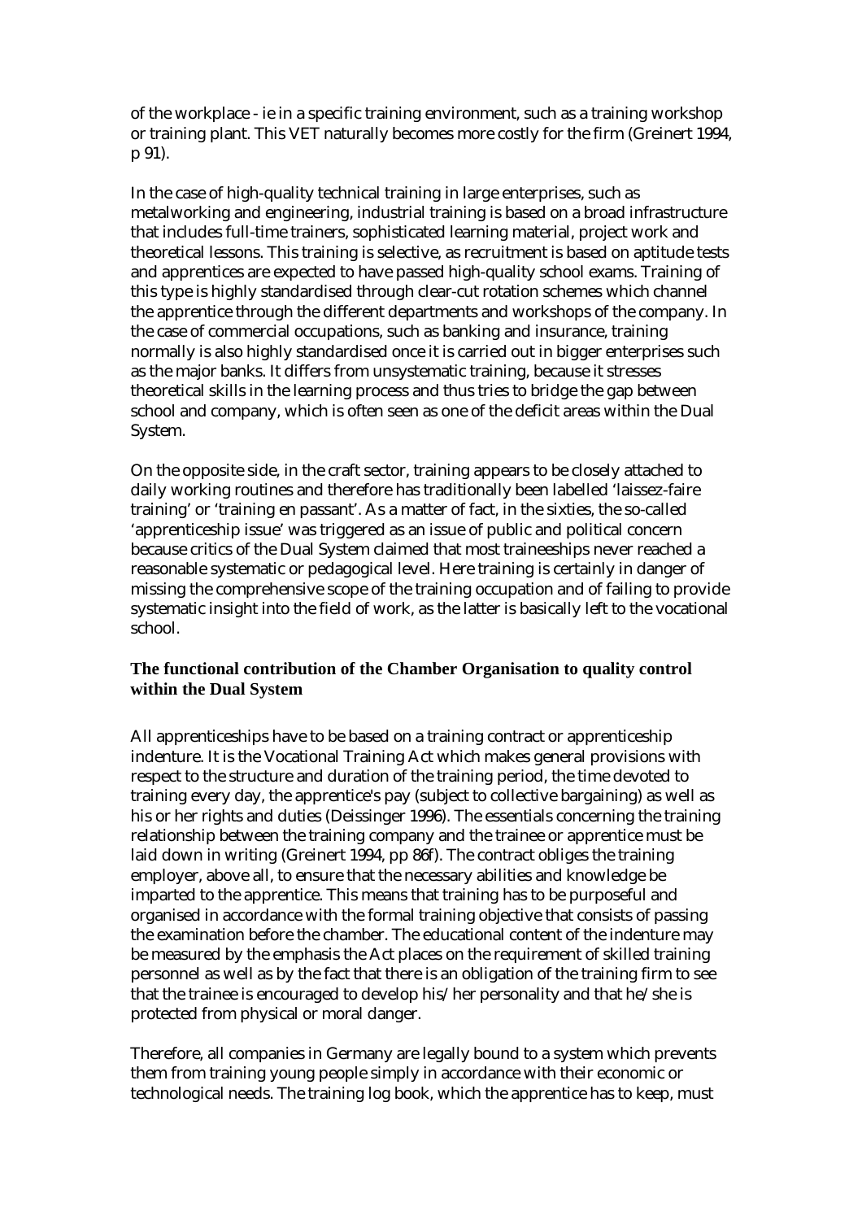of the workplace - ie in a specific training environment, such as a training workshop or training plant. This VET naturally becomes more costly for the firm (Greinert 1994, p 91).

In the case of high-quality technical training in large enterprises, such as metalworking and engineering, industrial training is based on a broad infrastructure that includes full-time trainers, sophisticated learning material, project work and theoretical lessons. This training is selective, as recruitment is based on aptitude tests and apprentices are expected to have passed high-quality school exams. Training of this type is highly standardised through clear-cut rotation schemes which channel the apprentice through the different departments and workshops of the company. In the case of commercial occupations, such as banking and insurance, training normally is also highly standardised once it is carried out in bigger enterprises such as the major banks. It differs from unsystematic training, because it stresses theoretical skills in the learning process and thus tries to bridge the gap between school and company, which is often seen as one of the deficit areas within the Dual System.

On the opposite side, in the craft sector, training appears to be closely attached to daily working routines and therefore has traditionally been labelled 'laissez-faire training' or 'training en passant'. As a matter of fact, in the sixties, the so-called 'apprenticeship issue' was triggered as an issue of public and political concern because critics of the Dual System claimed that most traineeships never reached a reasonable systematic or pedagogical level. Here training is certainly in danger of missing the comprehensive scope of the training occupation and of failing to provide systematic insight into the field of work, as the latter is basically left to the vocational school.

### The functional contribution of the Chamber Organisation to quality control within the Dual System

All apprenticeships have to be based on a training contract or apprenticeship indenture. It is the Vocational Training Act which makes general provisions with respect to the structure and duration of the training period, the time devoted to training every day, the apprentice's pay (subject to collective bargaining) as well as his or her rights and duties (Deissinger 1996). The essentials concerning the training relationship between the training company and the trainee or apprentice must be laid down in writing (Greinert 1994, pp 86f). The contract obliges the training employer, above all, to ensure that the necessary abilities and knowledge be imparted to the apprentice. This means that training has to be purposeful and organised in accordance with the formal training objective that consists of passing the examination before the chamber. The educational content of the indenture may be measured by the emphasis the Act places on the requirement of skilled training personnel as well as by the fact that there is an obligation of the training firm to see that the trainee is encouraged to develop his/her personality and that he/she is protected from physical or moral danger.

Therefore, all companies in Germany are legally bound to a system which prevents them from training young people simply in accordance with their economic or technological needs. The training log book, which the apprentice has to keep, must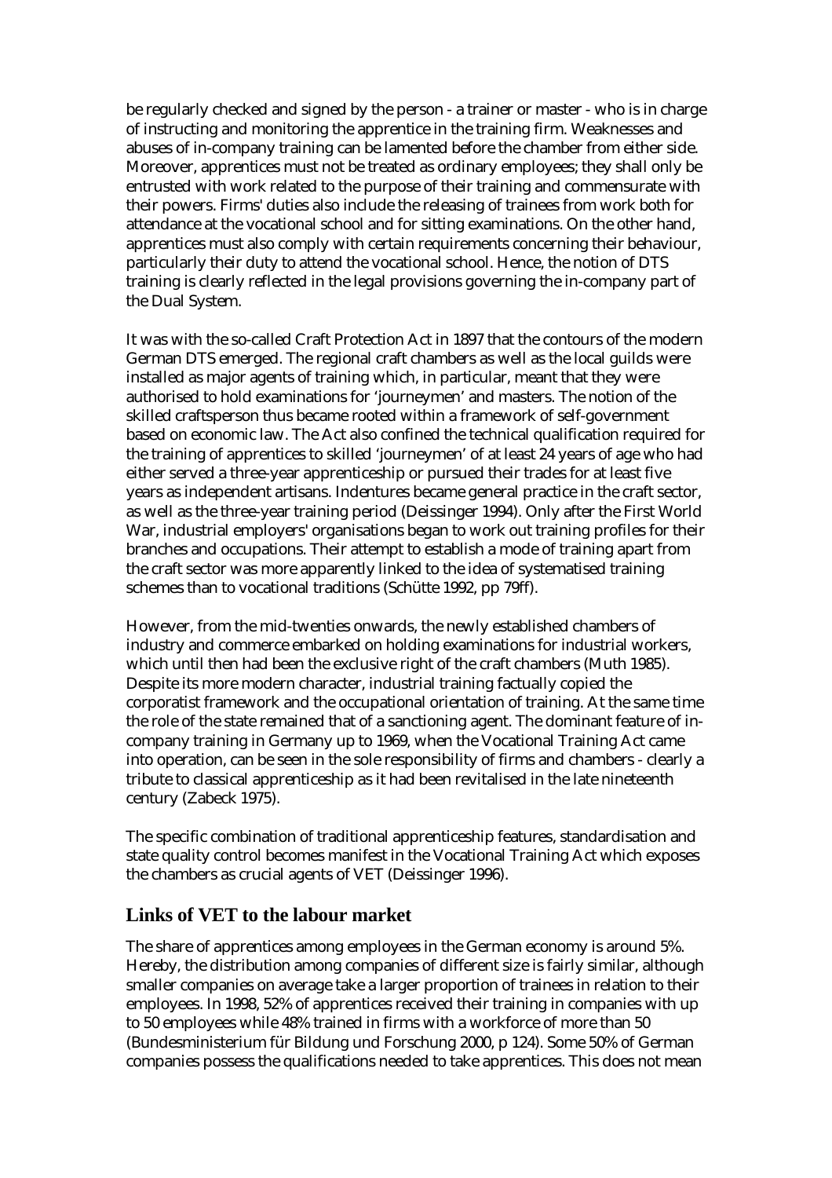be regularly checked and signed by the person - a trainer or master - who is in charge of instructing and monitoring the apprentice in the training firm. Weaknesses and abuses of in-company training can be lamented before the chamber from either side. Moreover, apprentices must not be treated as ordinary employees; they shall only be entrusted with work related to the purpose of their training and commensurate with their powers. Firms' duties also include the releasing of trainees from work both for attendance at the vocational school and for sitting examinations. On the other hand, apprentices must also comply with certain requirements concerning their behaviour, particularly their duty to attend the vocational school. Hence, the notion of DTS training is clearly reflected in the legal provisions governing the in-company part of the Dual System.

It was with the so-called Craft Protection Act in 1897 that the contours of the modern German DTS emerged. The regional craft chambers as well as the local guilds were installed as major agents of training which, in particular, meant that they were authorised to hold examinations for 'journeymen' and masters. The notion of the skilled craftsperson thus became rooted within a framework of self-government based on economic law. The Act also confined the technical qualification required for the training of apprentices to skilled 'journeymen' of at least 24 years of age who had either served a three-year apprenticeship or pursued their trades for at least five years as independent artisans. Indentures became general practice in the craft sector, as well as the three-year training period (Deissinger 1994). Only after the First World War, industrial employers' organisations began to work out training profiles for their branches and occupations. Their attempt to establish a mode of training apart from the craft sector was more apparently linked to the idea of systematised training schemes than to vocational traditions (Schütte 1992, pp 79ff).

However, from the mid-twenties onwards, the newly established chambers of industry and commerce embarked on holding examinations for industrial workers, which until then had been the exclusive right of the craft chambers (Muth 1985). Despite its more modern character, industrial training factually copied the corporatist framework and the occupational orientation of training. At the same time the role of the state remained that of a sanctioning agent. The dominant feature of in-company training in Germany up to 1969, when the Vocational Training Act came into operation, can be seen in the sole responsibility of firms and chambers - clearly a tribute to classical apprenticeship as it had been revitalised in the late nineteenth century (Zabeck 1975).

The specific combination of traditional apprenticeship features, standardisation and state quality control becomes manifest in the Vocational Training Act which exposes the chambers as crucial agents of VET (Deissinger 1996).

## Links of VET to the labour market

The share of apprentices among employees in the German economy is around 5%. Hereby, the distribution among companies of different size is fairly similar, although smaller companies on average take a larger proportion of trainees in relation to their employees. In 1998, 52% of apprentices received their training in companies with up to 50 employees while 48% trained in firms with a workforce of more than 50 (Bundesministerium für Bildung und Forschung 2000, p 124). Some 50% of German companies possess the qualifications needed to take apprentices. This does not mean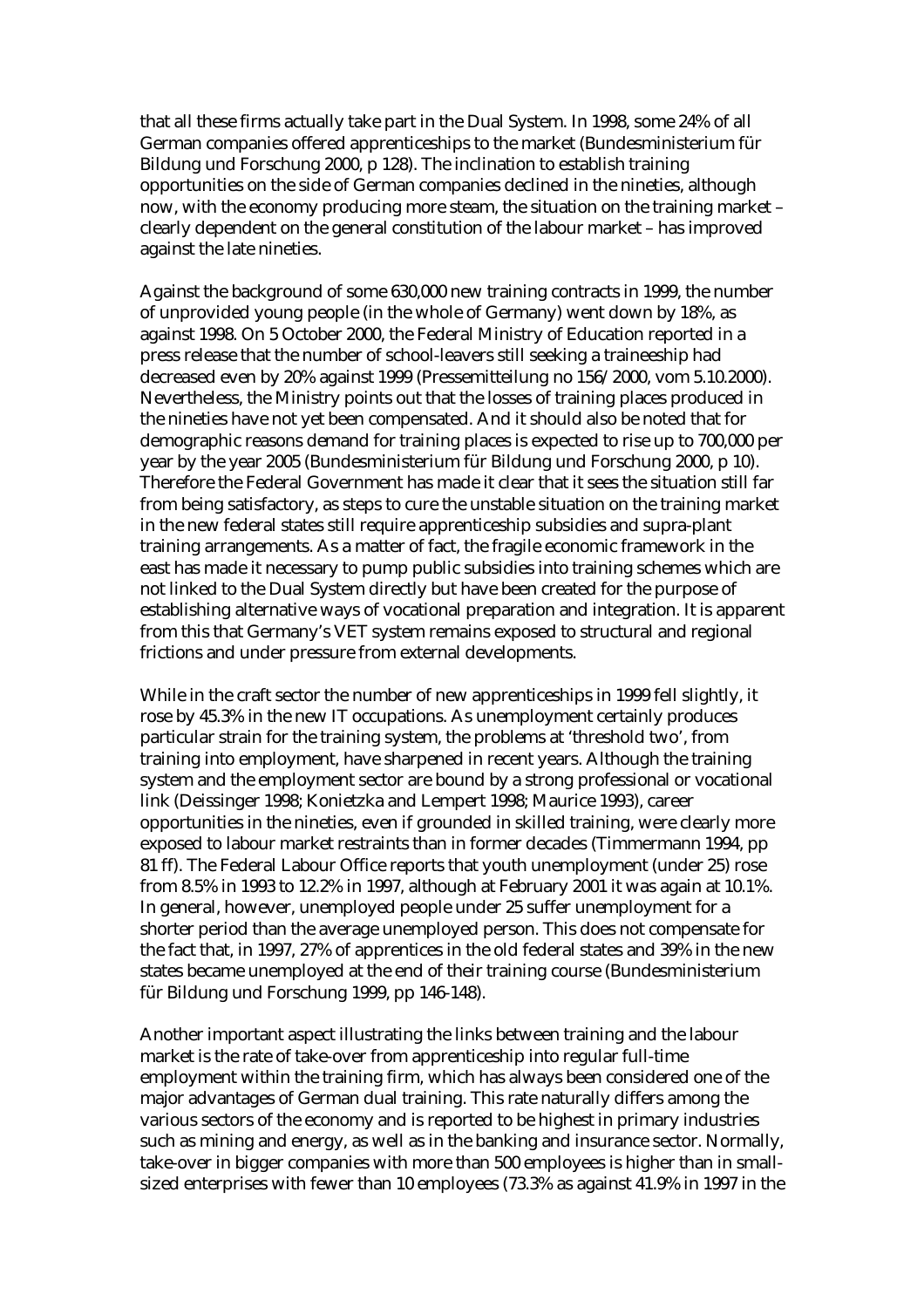that all these firms actually take part in the Dual System. In 1998, some 24% of all German companies offered apprenticeships to the market (Bundesministerium für Bildung und Forschung 2000, p 128). The inclination to establish training opportunities on the side of German companies declined in the nineties, although now, with the economy producing more steam, the situation on the training market – clearly dependent on the general constitution of the labour market – has improved against the late nineties.

Against the background of some 630,000 new training contracts in 1999, the number of unprovided young people (in the whole of Germany) went down by 18%, as against 1998. On 5 October 2000, the Federal Ministry of Education reported in a press release that the number of school-leavers still seeking a traineeship had decreased even by 20% against 1999 (Pressemitteilung no 156/2000, vom 5.10.2000). Nevertheless, the Ministry points out that the losses of training places produced in the nineties have not yet been compensated. And it should also be noted that for demographic reasons demand for training places is expected to rise up to 700,000 per year by the year 2005 (Bundesministerium für Bildung und Forschung 2000, p 10). Therefore the Federal Government has made it clear that it sees the situation still far from being satisfactory, as steps to cure the unstable situation on the training market in the new federal states still require apprenticeship subsidies and supra-plant training arrangements. As a matter of fact, the fragile economic framework in the east has made it necessary to pump public subsidies into training schemes which are not linked to the Dual System directly but have been created for the purpose of establishing alternative ways of vocational preparation and integration. It is apparent from this that Germany's VET system remains exposed to structural and regional frictions and under pressure from external developments.

While in the craft sector the number of new apprenticeships in 1999 fell slightly, it rose by 45.3% in the new IT occupations. As unemployment certainly produces particular strain for the training system, the problems at 'threshold two', from training into employment, have sharpened in recent years. Although the training system and the employment sector are bound by a strong professional or vocational link (Deissinger 1998; Konietzka and Lempert 1998; Maurice 1993), career opportunities in the nineties, even if grounded in skilled training, were clearly more exposed to labour market restraints than in former decades (Timmermann 1994, pp 81 ff). The Federal Labour Office reports that youth unemployment (under 25) rose from 8.5% in 1993 to 12.2% in 1997, although at February 2001 it was again at 10.1%. In general, however, unemployed people under 25 suffer unemployment for a shorter period than the average unemployed person. This does not compensate for the fact that, in 1997, 27% of apprentices in the old federal states and 39% in the new states became unemployed at the end of their training course (Bundesministerium für Bildung und Forschung 1999, pp 146-148).

Another important aspect illustrating the links between training and the labour market is the rate of take-over from apprenticeship into regular full-time employment within the training firm, which has always been considered one of the major advantages of German dual training. This rate naturally differs among the various sectors of the economy and is reported to be highest in primary industries such as mining and energy, as well as in the banking and insurance sector. Normally, take-over in bigger companies with more than 500 employees is higher than in small-sized enterprises with fewer than 10 employees (73.3% as against 41.9% in 1997 in the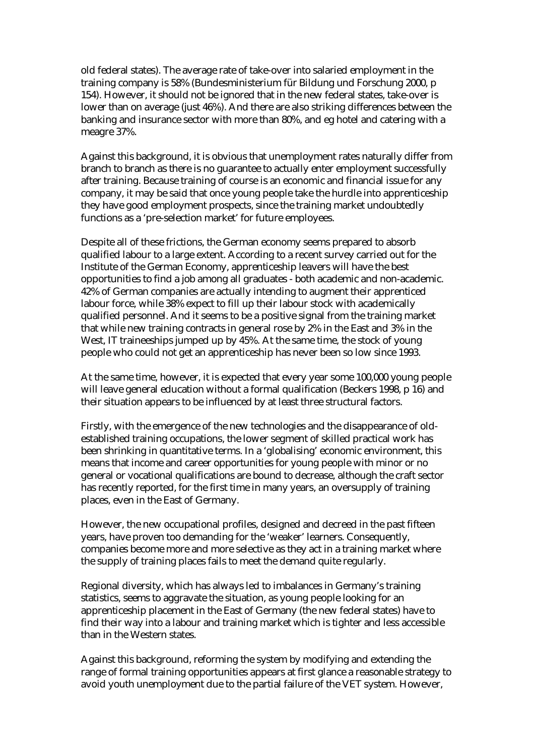old federal states). The average rate of take-over into salaried employment in the training company is 58% (Bundesministerium für Bildung und Forschung 2000, p 154). However, it should not be ignored that in the new federal states, take-over is lower than on average (just 46%). And there are also striking differences between the banking and insurance sector with more than 80%, and eg hotel and catering with a meagre 37%.

Against this background, it is obvious that unemployment rates naturally differ from branch to branch as there is no guarantee to actually enter employment successfully after training. Because training of course is an economic and financial issue for any company, it may be said that once young people take the hurdle into apprenticeship they have good employment prospects, since the training market undoubtedly functions as a 'pre-selection market' for future employees.

Despite all of these frictions, the German economy seems prepared to absorb qualified labour to a large extent. According to a recent survey carried out for the Institute of the German Economy, apprenticeship leavers will have the best opportunities to find a job among all graduates - both academic and non-academic. 42% of German companies are actually intending to augment their apprenticed labour force, while 38% expect to fill up their labour stock with academically qualified personnel. And it seems to be a positive signal from the training market that while new training contracts in general rose by 2% in the East and 3% in the West, IT traineeships jumped up by 45%. At the same time, the stock of young people who could not get an apprenticeship has never been so low since 1993.

At the same time, however, it is expected that every year some 100,000 young people will leave general education without a formal qualification (Beckers 1998, p 16) and their situation appears to be influenced by at least three structural factors.

Firstly, with the emergence of the new technologies and the disappearance of old-established training occupations, the lower segment of skilled practical work has been shrinking in quantitative terms. In a 'globalising' economic environment, this means that income and career opportunities for young people with minor or no general or vocational qualifications are bound to decrease, although the craft sector has recently reported, for the first time in many years, an oversupply of training places, even in the East of Germany.

However, the new occupational profiles, designed and decreed in the past fifteen years, have proven too demanding for the 'weaker' learners. Consequently, companies become more and more selective as they act in a training market where the supply of training places fails to meet the demand quite regularly.

Regional diversity, which has always led to imbalances in Germany's training statistics, seems to aggravate the situation, as young people looking for an apprenticeship placement in the East of Germany (the new federal states) have to find their way into a labour and training market which is tighter and less accessible than in the Western states.

Against this background, reforming the system by modifying and extending the range of formal training opportunities appears at first glance a reasonable strategy to avoid youth unemployment due to the partial failure of the VET system. However,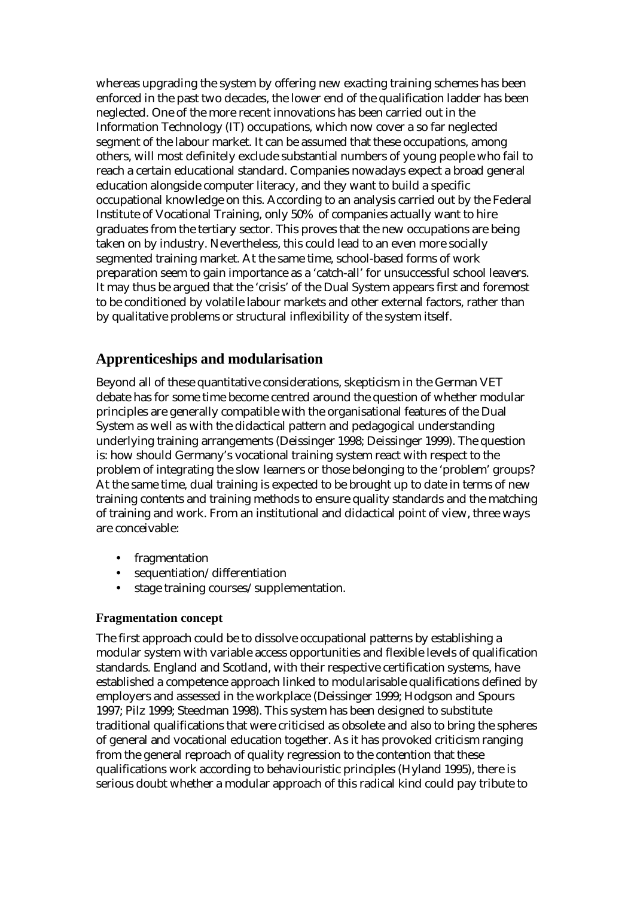whereas upgrading the system by offering new exacting training schemes has been enforced in the past two decades, the lower end of the qualification ladder has been neglected. One of the more recent innovations has been carried out in the Information Technology (IT) occupations, which now cover a so far neglected segment of the labour market. It can be assumed that these occupations, among others, will most definitely exclude substantial numbers of young people who fail to reach a certain educational standard. Companies nowadays expect a broad general education alongside computer literacy, and they want to build a specific occupational knowledge on this. According to an analysis carried out by the Federal Institute of Vocational Training, only 50% of companies actually want to hire graduates from the tertiary sector. This proves that the new occupations are being taken on by industry. Nevertheless, this could lead to an even more socially segmented training market. At the same time, school-based forms of work preparation seem to gain importance as a 'catch-all' for unsuccessful school leavers. It may thus be argued that the 'crisis' of the Dual System appears first and foremost to be conditioned by volatile labour markets and other external factors, rather than by qualitative problems or structural inflexibility of the system itself.

## Apprenticeships and modularisation

Beyond all of these quantitative considerations, skepticism in the German VET debate has for some time become centred around the question of whether modular principles are generally compatible with the organisational features of the Dual System as well as with the didactical pattern and pedagogical understanding underlying training arrangements (Deissinger 1998; Deissinger 1999). The question is: how should Germany's vocational training system react with respect to the problem of integrating the slow learners or those belonging to the 'problem' groups? At the same time, dual training is expected to be brought up to date in terms of new training contents and training methods to ensure quality standards and the matching of training and work. From an institutional and didactical point of view, three ways are conceivable:

- fragmentation
- sequentiation/differentiation
- stage training courses/supplementation.

### Fragmentation concept

The first approach could be to dissolve occupational patterns by establishing a modular system with variable access opportunities and flexible levels of qualification standards. England and Scotland, with their respective certification systems, have established a competence approach linked to modularisable qualifications defined by employers and assessed in the workplace (Deissinger 1999; Hodgson and Spours 1997; Pilz 1999; Steedman 1998). This system has been designed to substitute traditional qualifications that were criticised as obsolete and also to bring the spheres of general and vocational education together. As it has provoked criticism ranging from the general reproach of quality regression to the contention that these qualifications work according to behaviouristic principles (Hyland 1995), there is serious doubt whether a modular approach of this radical kind could pay tribute to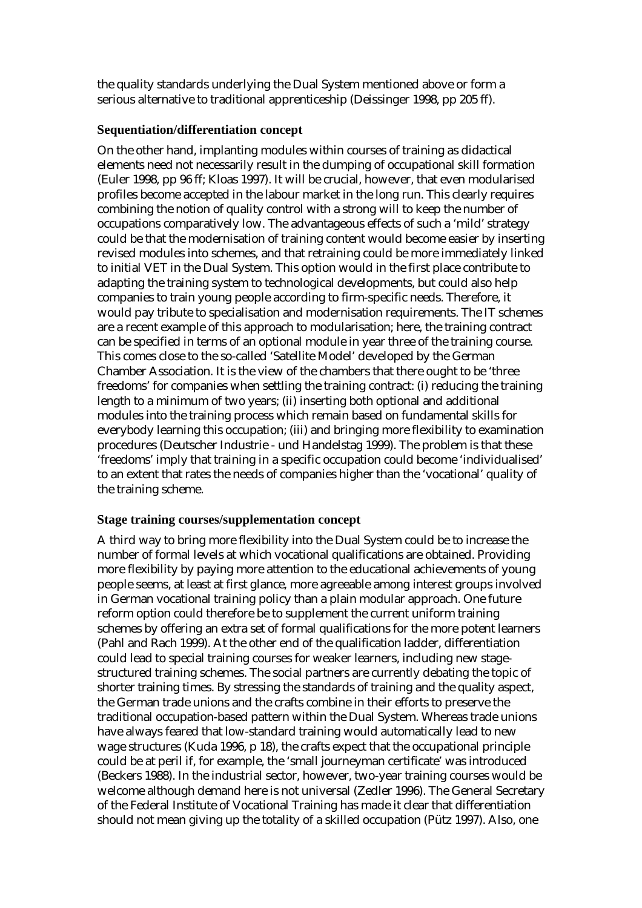the quality standards underlying the Dual System mentioned above or form a serious alternative to traditional apprenticeship (Deissinger 1998, pp 205 ff).

### Sequentiation/differentiation concept

On the other hand, implanting modules within courses of training as didactical elements need not necessarily result in the dumping of occupational skill formation (Euler 1998, pp 96 ff; Kloas 1997). It will be crucial, however, that even modularised profiles become accepted in the labour market in the long run. This clearly requires combining the notion of quality control with a strong will to keep the number of occupations comparatively low. The advantageous effects of such a 'mild' strategy could be that the modernisation of training content would become easier by inserting revised modules into schemes, and that retraining could be more immediately linked to initial VET in the Dual System. This option would in the first place contribute to adapting the training system to technological developments, but could also help companies to train young people according to firm-specific needs. Therefore, it would pay tribute to specialisation and modernisation requirements. The IT schemes are a recent example of this approach to modularisation; here, the training contract can be specified in terms of an optional module in year three of the training course. This comes close to the so-called 'Satellite Model' developed by the German Chamber Association. It is the view of the chambers that there ought to be 'three freedoms' for companies when settling the training contract: (i) reducing the training length to a minimum of two years; (ii) inserting both optional and additional modules into the training process which remain based on fundamental skills for everybody learning this occupation; (iii) and bringing more flexibility to examination procedures (Deutscher Industrie - und Handelstag 1999). The problem is that these 'freedoms' imply that training in a specific occupation could become 'individualised' to an extent that rates the needs of companies higher than the 'vocational' quality of the training scheme.

### Stage training courses/supplementation concept

A third way to bring more flexibility into the Dual System could be to increase the number of formal levels at which vocational qualifications are obtained. Providing more flexibility by paying more attention to the educational achievements of young people seems, at least at first glance, more agreeable among interest groups involved in German vocational training policy than a plain modular approach. One future reform option could therefore be to supplement the current uniform training schemes by offering an extra set of formal qualifications for the more potent learners (Pahl and Rach 1999). At the other end of the qualification ladder, differentiation could lead to special training courses for weaker learners, including new stage-structured training schemes. The social partners are currently debating the topic of shorter training times. By stressing the standards of training and the quality aspect, the German trade unions and the crafts combine in their efforts to preserve the traditional occupation-based pattern within the Dual System. Whereas trade unions have always feared that low-standard training would automatically lead to new wage structures (Kuda 1996, p 18), the crafts expect that the occupational principle could be at peril if, for example, the 'small journeyman certificate' was introduced (Beckers 1988). In the industrial sector, however, two-year training courses would be welcome although demand here is not universal (Zedler 1996). The General Secretary of the Federal Institute of Vocational Training has made it clear that differentiation should not mean giving up the totality of a skilled occupation (Pütz 1997). Also, one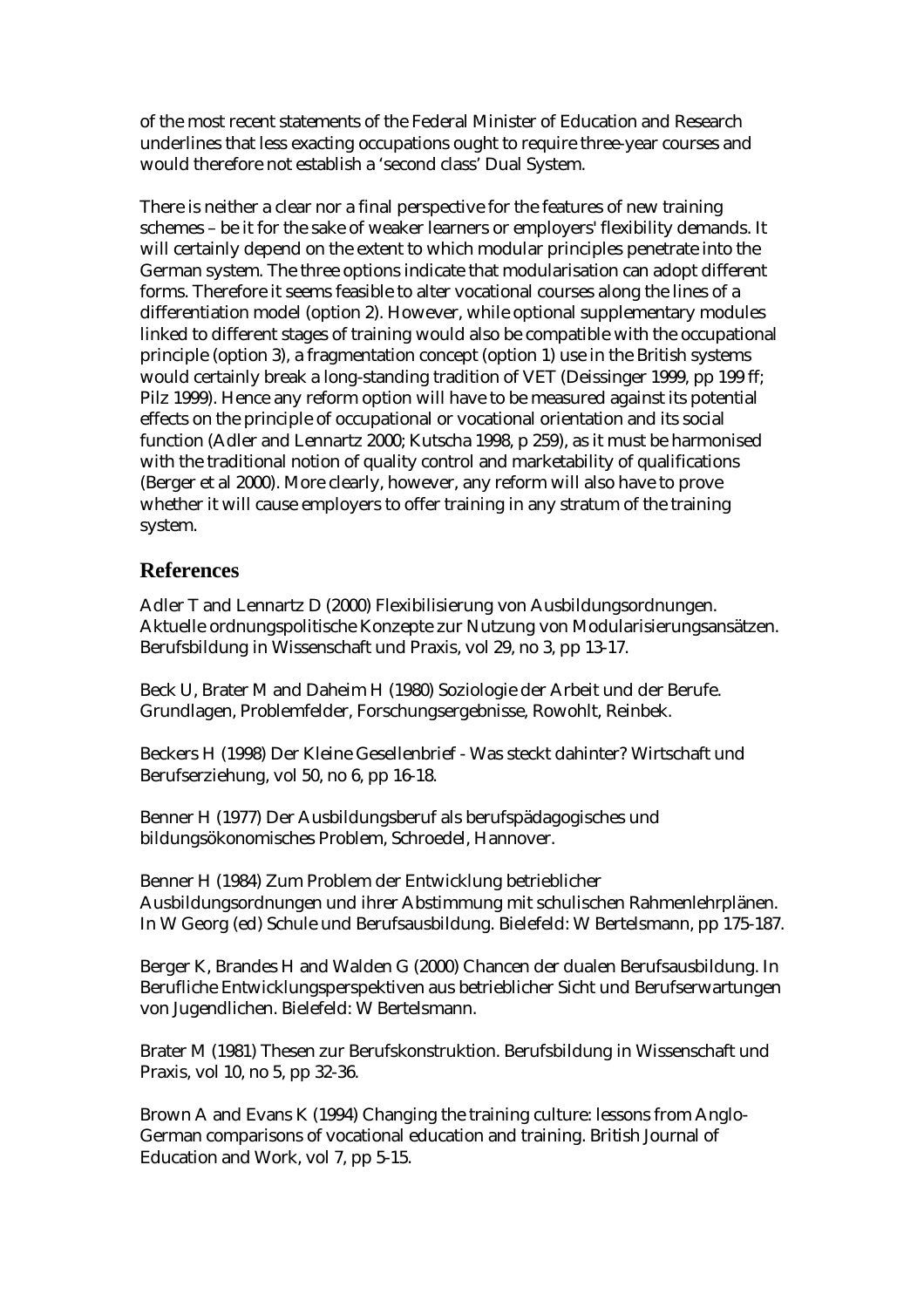of the most recent statements of the Federal Minister of Education and Research underlines that less exacting occupations ought to require three-year courses and would therefore not establish a 'second class' Dual System.

There is neither a clear nor a final perspective for the features of new training schemes – be it for the sake of weaker learners or employers' flexibility demands. It will certainly depend on the extent to which modular principles penetrate into the German system. The three options indicate that modularisation can adopt different forms. Therefore it seems feasible to alter vocational courses along the lines of a differentiation model (option 2). However, while optional supplementary modules linked to different stages of training would also be compatible with the occupational principle (option 3), a fragmentation concept (option 1) use in the British systems would certainly break a long-standing tradition of VET (Deissinger 1999, pp 199 ff; Pilz 1999). Hence any reform option will have to be measured against its potential effects on the principle of occupational or vocational orientation and its social function (Adler and Lennartz 2000; Kutscha 1998, p 259), as it must be harmonised with the traditional notion of quality control and marketability of qualifications (Berger et al 2000). More clearly, however, any reform will also have to prove whether it will cause employers to offer training in any stratum of the training system.

## References

Adler T and Lennartz D (2000) Flexibilisierung von Ausbildungsordnungen. Aktuelle ordnungspolitische Konzepte zur Nutzung von Modularisierungsansätzen. Berufsbildung in Wissenschaft und Praxis, vol 29, no 3, pp 13-17.

Beck U, Brater M and Daheim H (1980) Soziologie der Arbeit und der Berufe. Grundlagen, Problemfelder, Forschungsergebnisse, Rowohlt, Reinbek.

Beckers H (1998) Der Kleine Gesellenbrief - Was steckt dahinter? Wirtschaft und Berufserziehung, vol 50, no 6, pp 16-18.

Benner H (1977) Der Ausbildungsberuf als berufspädagogisches und bildungsökonomisches Problem, Schroedel, Hannover.

Benner H (1984) Zum Problem der Entwicklung betrieblicher Ausbildungsordnungen und ihrer Abstimmung mit schulischen Rahmenlehrplänen. In W Georg (ed) Schule und Berufsausbildung. Bielefeld: W Bertelsmann, pp 175-187.

Berger K, Brandes H and Walden G (2000) Chancen der dualen Berufsausbildung. In Berufliche Entwicklungsperspektiven aus betrieblicher Sicht und Berufserwartungen von Jugendlichen. Bielefeld: W Bertelsmann.

Brater M (1981) Thesen zur Berufskonstruktion. Berufsbildung in Wissenschaft und Praxis, vol 10, no 5, pp 32-36.

Brown A and Evans K (1994) Changing the training culture: lessons from Anglo-German comparisons of vocational education and training. British Journal of Education and Work, vol 7, pp 5-15.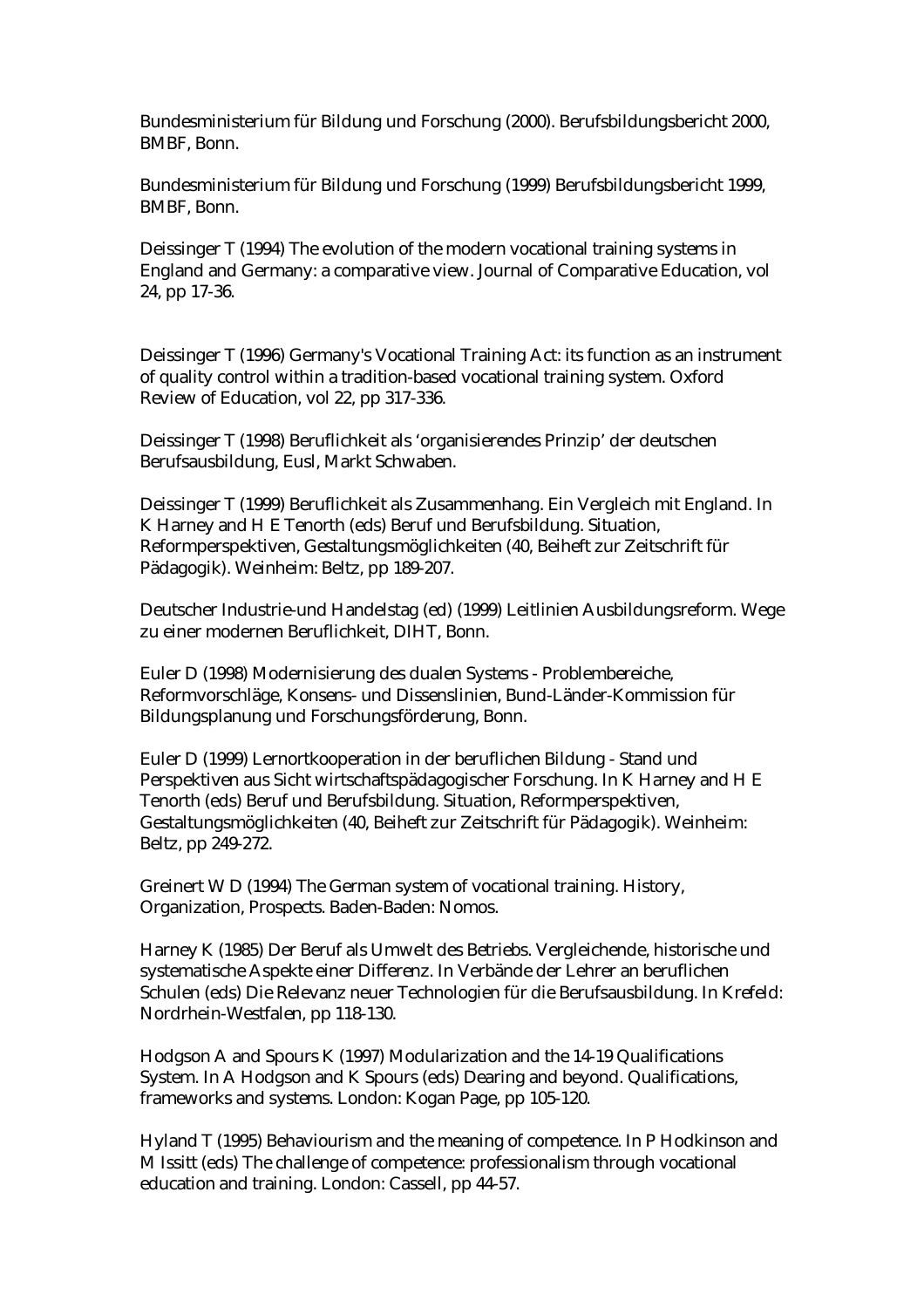Bundesministerium für Bildung und Forschung (2000). Berufsbildungsbericht 2000, BMBF, Bonn.

Bundesministerium für Bildung und Forschung (1999) Berufsbildungsbericht 1999, BMBF, Bonn.

Deissinger T (1994) The evolution of the modern vocational training systems in England and Germany: a comparative view. Journal of Comparative Education, vol 24, pp 17-36.

Deissinger T (1996) Germany's Vocational Training Act: its function as an instrument of quality control within a tradition-based vocational training system. Oxford Review of Education, vol 22, pp 317-336.

Deissinger T (1998) Beruflichkeit als 'organisierendes Prinzip' der deutschen Berufsausbildung, Eusl, Markt Schwaben.

Deissinger T (1999) Beruflichkeit als Zusammenhang. Ein Vergleich mit England. In K Harney and H E Tenorth (eds) Beruf und Berufsbildung. Situation, Reformperspektiven, Gestaltungsmöglichkeiten (40, Beiheft zur Zeitschrift für Pädagogik). Weinheim: Beltz, pp 189-207.

Deutscher Industrie-und Handelstag (ed) (1999) Leitlinien Ausbildungsreform. Wege zu einer modernen Beruflichkeit, DIHT, Bonn.

Euler D (1998) Modernisierung des dualen Systems - Problembereiche, Reformvorschläge, Konsens- und Dissenslinien, Bund-Länder-Kommission für Bildungsplanung und Forschungsförderung, Bonn.

Euler D (1999) Lernortkooperation in der beruflichen Bildung - Stand und Perspektiven aus Sicht wirtschaftspädagogischer Forschung. In K Harney and H E Tenorth (eds) Beruf und Berufsbildung. Situation, Reformperspektiven, Gestaltungsmöglichkeiten (40, Beiheft zur Zeitschrift für Pädagogik). Weinheim: Beltz, pp 249-272.

Greinert W D (1994) The German system of vocational training. History, Organization, Prospects. Baden-Baden: Nomos.

Harney K (1985) Der Beruf als Umwelt des Betriebs. Vergleichende, historische und systematische Aspekte einer Differenz. In Verbände der Lehrer an beruflichen Schulen (eds) Die Relevanz neuer Technologien für die Berufsausbildung. In Krefeld: Nordrhein-Westfalen, pp 118-130.

Hodgson A and Spours K (1997) Modularization and the 14-19 Qualifications System. In A Hodgson and K Spours (eds) Dearing and beyond. Qualifications, frameworks and systems. London: Kogan Page, pp 105-120.

Hyland T (1995) Behaviourism and the meaning of competence. In P Hodkinson and M Issitt (eds) The challenge of competence: professionalism through vocational education and training. London: Cassell, pp 44-57.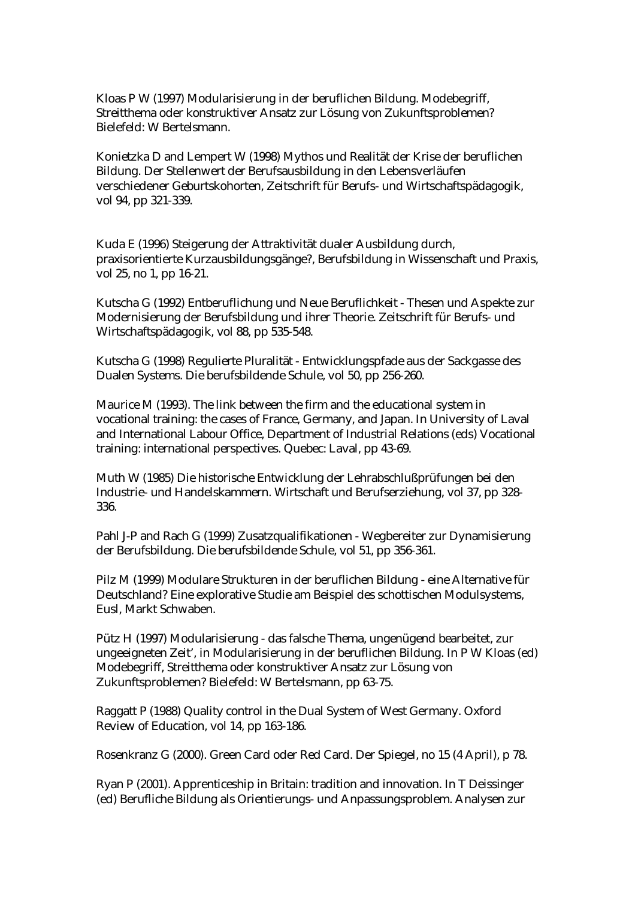Kloas P W (1997) Modularisierung in der beruflichen Bildung. Modebegriff, Streitthema oder konstruktiver Ansatz zur Lösung von Zukunftsproblemen? Bielefeld: W Bertelsmann.

Konietzka D and Lempert W (1998) Mythos und Realität der Krise der beruflichen Bildung. Der Stellenwert der Berufsausbildung in den Lebensverläufen verschiedener Geburtskohorten, Zeitschrift für Berufs- und Wirtschaftspädagogik, vol 94, pp 321-339.

Kuda E (1996) Steigerung der Attraktivität dualer Ausbildung durch, praxisorientierte Kurzausbildungsgänge?, Berufsbildung in Wissenschaft und Praxis, vol 25, no 1, pp 16-21.

Kutscha G (1992) Entberuflichung und Neue Beruflichkeit - Thesen und Aspekte zur Modernisierung der Berufsbildung und ihrer Theorie. Zeitschrift für Berufs- und Wirtschaftspädagogik, vol 88, pp 535-548.

Kutscha G (1998) Regulierte Pluralität - Entwicklungspfade aus der Sackgasse des Dualen Systems. Die berufsbildende Schule, vol 50, pp 256-260.

Maurice M (1993). The link between the firm and the educational system in vocational training: the cases of France, Germany, and Japan. In University of Laval and International Labour Office, Department of Industrial Relations (eds) Vocational training: international perspectives. Quebec: Laval, pp 43-69.

Muth W (1985) Die historische Entwicklung der Lehrabschlußprüfungen bei den Industrie- und Handelskammern. Wirtschaft und Berufserziehung, vol 37, pp 328-336.

Pahl J-P and Rach G (1999) Zusatzqualifikationen - Wegbereiter zur Dynamisierung der Berufsbildung. Die berufsbildende Schule, vol 51, pp 356-361.

Pilz M (1999) Modulare Strukturen in der beruflichen Bildung - eine Alternative für Deutschland? Eine explorative Studie am Beispiel des schottischen Modulsystems, Eusl, Markt Schwaben.

Pütz H (1997) Modularisierung - das falsche Thema, ungenügend bearbeitet, zur ungeeigneten Zeit', in Modularisierung in der beruflichen Bildung. In P W Kloas (ed) Modebegriff, Streitthema oder konstruktiver Ansatz zur Lösung von Zukunftsproblemen? Bielefeld: W Bertelsmann, pp 63-75.

Raggatt P (1988) Quality control in the Dual System of West Germany. Oxford Review of Education, vol 14, pp 163-186.

Rosenkranz G (2000). Green Card oder Red Card. Der Spiegel, no 15 (4 April), p 78.

Ryan P (2001). Apprenticeship in Britain: tradition and innovation. In T Deissinger (ed) Berufliche Bildung als Orientierungs- und Anpassungsproblem. Analysen zur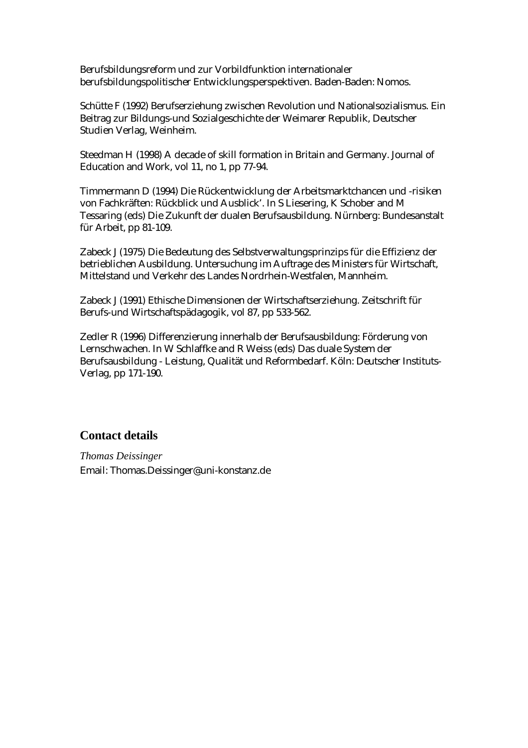Berufsbildungsreform und zur Vorbildfunktion internationaler berufsbildungspolitischer Entwicklungsperspektiven. Baden-Baden: Nomos.

Schütte F (1992) Berufserziehung zwischen Revolution und Nationalsozialismus. Ein Beitrag zur Bildungs-und Sozialgeschichte der Weimarer Republik, Deutscher Studien Verlag, Weinheim.

Steedman H (1998) A decade of skill formation in Britain and Germany. Journal of Education and Work, vol 11, no 1, pp 77-94.

Timmermann D (1994) Die Rückentwicklung der Arbeitsmarktchancen und -risiken von Fachkräften: Rückblick und Ausblick'. In S Liesering, K Schober and M Tessaring (eds) Die Zukunft der dualen Berufsausbildung. Nürnberg: Bundesanstalt für Arbeit, pp 81-109.

Zabeck J (1975) Die Bedeutung des Selbstverwaltungsprinzips für die Effizienz der betrieblichen Ausbildung. Untersuchung im Auftrage des Ministers für Wirtschaft, Mittelstand und Verkehr des Landes Nordrhein-Westfalen, Mannheim.

Zabeck J (1991) Ethische Dimensionen der Wirtschaftserziehung. Zeitschrift für Berufs-und Wirtschaftspädagogik, vol 87, pp 533-562.

Zedler R (1996) Differenzierung innerhalb der Berufsausbildung: Förderung von Lernschwachen. In W Schlaffke and R Weiss (eds) Das duale System der Berufsausbildung - Leistung, Qualität und Reformbedarf. Köln: Deutscher Instituts-Verlag, pp 171-190.

## Contact details

*Thomas Deissinger*
Email: Thomas.Deissinger@uni-konstanz.de